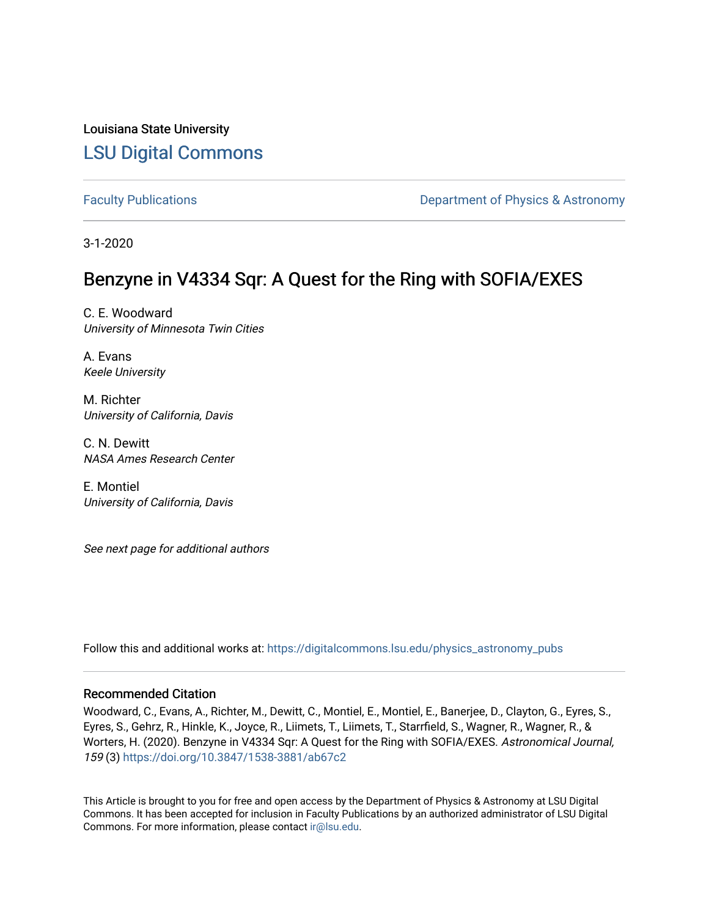Louisiana State University

# LSU Digital Commons

Faculty Publications

Department of Physics & Astronomy

3-1-2020

## Benzyne in V4334 Sqr: A Quest for the Ring with SOFIA/EXES

C. E. Woodward
*University of Minnesota Twin Cities*

A. Evans
*Keele University*

M. Richter
*University of California, Davis*

C. N. Dewitt
*NASA Ames Research Center*

E. Montiel
*University of California, Davis*

*See next page for additional authors*

Follow this and additional works at: https://digitalcommons.lsu.edu/physics_astronomy_pubs

### Recommended Citation

Woodward, C., Evans, A., Richter, M., Dewitt, C., Montiel, E., Montiel, E., Banerjee, D., Clayton, G., Eyres, S., Eyres, S., Gehrz, R., Hinkle, K., Joyce, R., Liimets, T., Liimets, T., Starrfield, S., Wagner, R., Wagner, R., & Worters, H. (2020). Benzyne in V4334 Sqr: A Quest for the Ring with SOFIA/EXES. *Astronomical Journal, 159* (3) https://doi.org/10.3847/1538-3881/ab67c2

This Article is brought to you for free and open access by the Department of Physics & Astronomy at LSU Digital Commons. It has been accepted for inclusion in Faculty Publications by an authorized administrator of LSU Digital Commons. For more information, please contact ir@lsu.edu.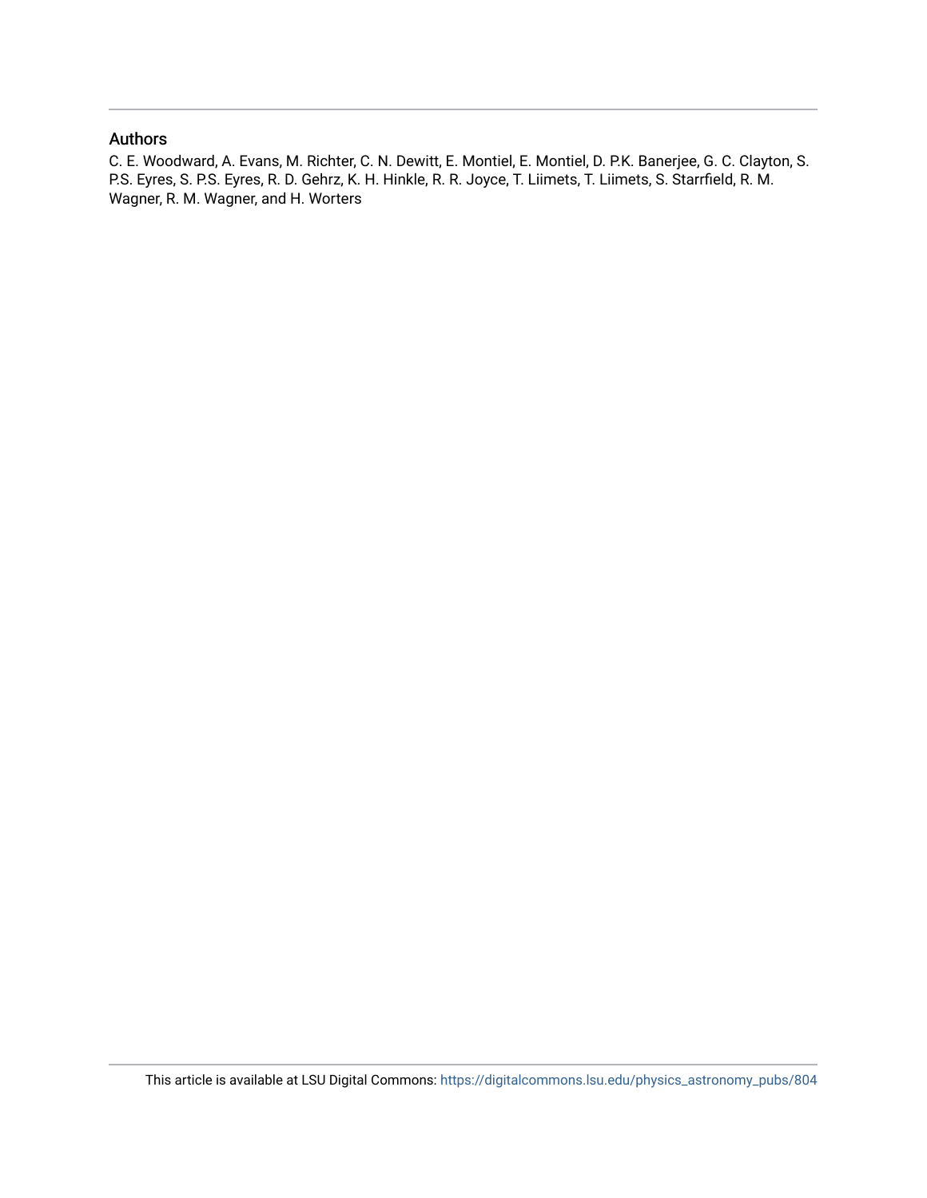## Authors

C. E. Woodward, A. Evans, M. Richter, C. N. Dewitt, E. Montiel, E. Montiel, D. P.K. Banerjee, G. C. Clayton, S. P.S. Eyres, S. P.S. Eyres, R. D. Gehrz, K. H. Hinkle, R. R. Joyce, T. Liimets, T. Liimets, S. Starrfield, R. M. Wagner, R. M. Wagner, and H. Worters

This article is available at LSU Digital Commons: https://digitalcommons.lsu.edu/physics_astronomy_pubs/804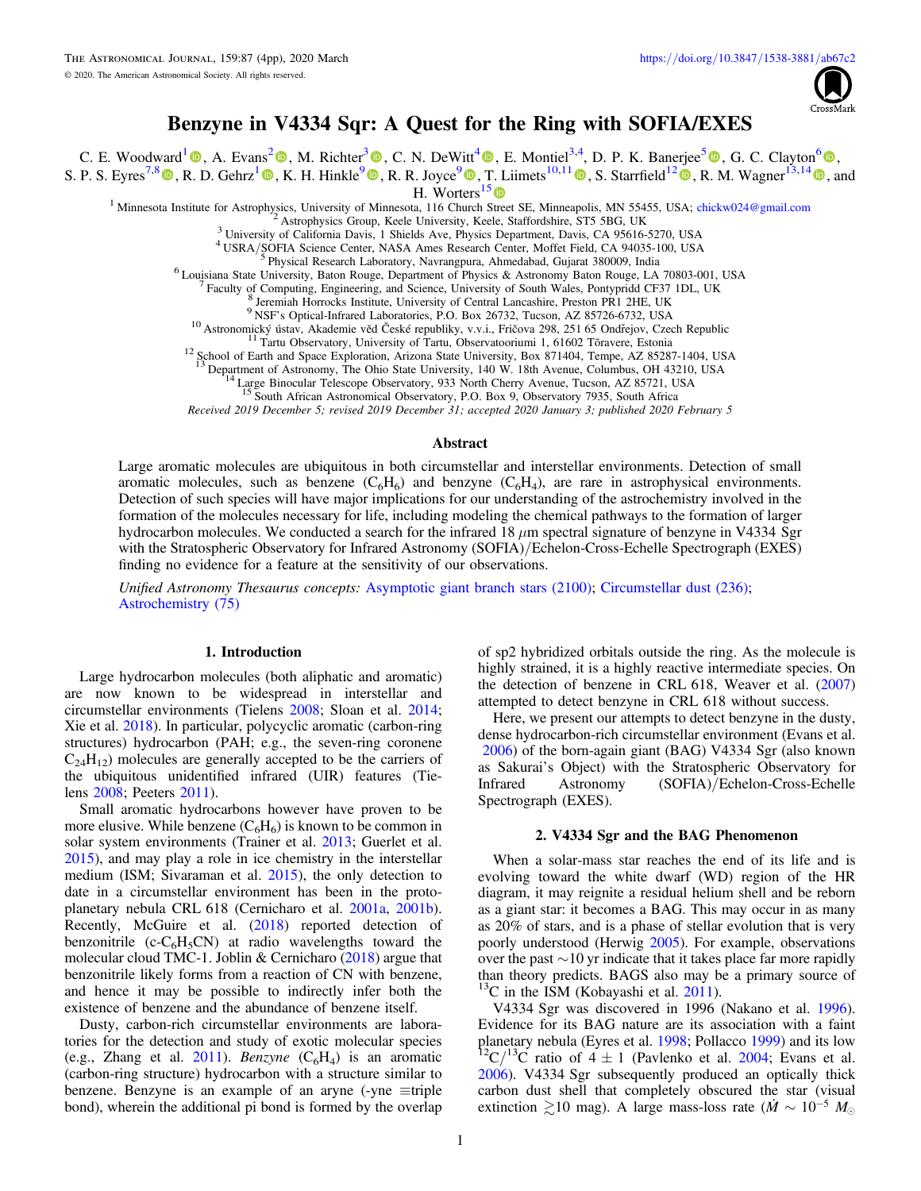# Benzyne in V4334 Sqr: A Quest for the Ring with SOFIA/EXES

C. E. Woodward[1], A. Evans[2], M. Richter[3], C. N. DeWitt[4], E. Montiel[3,4], D. P. K. Banerjee[5], G. C. Clayton[6], S. P. S. Eyres[7,8], R. D. Gehrz[1], K. H. Hinkle[9], R. R. Joyce[9], T. Liimets[10,11], S. Starrfield[12], R. M. Wagner[13,14], and H. Worters[15]

[1] Minnesota Institute for Astrophysics, University of Minnesota, 116 Church Street SE, Minneapolis, MN 55455, USA; chickw024@gmail.com
[2] Astrophysics Group, Keele University, Keele, Staffordshire, ST5 5BG, UK
[3] University of California Davis, 1 Shields Ave, Physics Department, Davis, CA 95616-5270, USA
[4] USRA/SOFIA Science Center, NASA Ames Research Center, Moffet Field, CA 94035-100, USA
[5] Physical Research Laboratory, Navrangpura, Ahmedabad, Gujarat 380009, India
[6] Louisiana State University, Baton Rouge, Department of Physics & Astronomy Baton Rouge, LA 70803-001, USA
[7] Faculty of Computing, Engineering, and Science, University of South Wales, Pontypridd CF37 1DL, UK
[8] Jeremiah Horrocks Institute, University of Central Lancashire, Preston PR1 2HE, UK
[9] NSF's Optical-Infrared Laboratories, P.O. Box 26732, Tucson, AZ 85726-6732, USA
[10] Astronomický ústav, Akademie věd České republiky, v.v.i., Fričova 298, 251 65 Ondřejov, Czech Republic
[11] Tartu Observatory, University of Tartu, Observatooriumi 1, 61602 Tõravere, Estonia
[12] School of Earth and Space Exploration, Arizona State University, Box 871404, Tempe, AZ 85287-1404, USA
[13] Department of Astronomy, The Ohio State University, 140 W. 18th Avenue, Columbus, OH 43210, USA
[14] Large Binocular Telescope Observatory, 933 North Cherry Avenue, Tucson, AZ 85721, USA
[15] South African Astronomical Observatory, P.O. Box 9, Observatory 7935, South Africa

*Received 2019 December 5; revised 2019 December 31; accepted 2020 January 3; published 2020 February 5*

## Abstract

Large aromatic molecules are ubiquitous in both circumstellar and interstellar environments. Detection of small aromatic molecules, such as benzene ($C_6H_6$) and benzyne ($C_6H_4$), are rare in astrophysical environments. Detection of such species will have major implications for our understanding of the astrochemistry involved in the formation of the molecules necessary for life, including modeling the chemical pathways to the formation of larger hydrocarbon molecules. We conducted a search for the infrared 18 $\mu$m spectral signature of benzyne in V4334 Sgr with the Stratospheric Observatory for Infrared Astronomy (SOFIA)/Echelon-Cross-Echelle Spectrograph (EXES) finding no evidence for a feature at the sensitivity of our observations.

*Unified Astronomy Thesaurus concepts:* Asymptotic giant branch stars (2100); Circumstellar dust (236); Astrochemistry (75)

## 1. Introduction

Large hydrocarbon molecules (both aliphatic and aromatic) are now known to be widespread in interstellar and circumstellar environments (Tielens 2008; Sloan et al. 2014; Xie et al. 2018). In particular, polycyclic aromatic (carbon-ring structures) hydrocarbon (PAH; e.g., the seven-ring coronene $C_{24}H_{12}$) molecules are generally accepted to be the carriers of the ubiquitous unidentified infrared (UIR) features (Tielens 2008; Peeters 2011).

Small aromatic hydrocarbons however have proven to be more elusive. While benzene ($C_6H_6$) is known to be common in solar system environments (Trainer et al. 2013; Guerlet et al. 2015), and may play a role in ice chemistry in the interstellar medium (ISM; Sivaraman et al. 2015), the only detection to date in a circumstellar environment has been in the protoplanetary nebula CRL 618 (Cernicharo et al. 2001a, 2001b). Recently, McGuire et al. (2018) reported detection of benzonitrile (c-$C_6H_5CN$) at radio wavelengths toward the molecular cloud TMC-1. Joblin & Cernicharo (2018) argue that benzonitrile likely forms from a reaction of CN with benzene, and hence it may be possible to indirectly infer both the existence of benzene and the abundance of benzene itself.

Dusty, carbon-rich circumstellar environments are laboratories for the detection and study of exotic molecular species (e.g., Zhang et al. 2011). *Benzyne* ($C_6H_4$) is an aromatic (carbon-ring structure) hydrocarbon with a structure similar to benzene. Benzyne is an example of an aryne (-yne ≡triple bond), wherein the additional pi bond is formed by the overlap of sp2 hybridized orbitals outside the ring. As the molecule is highly strained, it is a highly reactive intermediate species. On the detection of benzene in CRL 618, Weaver et al. (2007) attempted to detect benzyne in CRL 618 without success.

Here, we present our attempts to detect benzyne in the dusty, dense hydrocarbon-rich circumstellar environment (Evans et al. 2006) of the born-again giant (BAG) V4334 Sgr (also known as Sakurai's Object) with the Stratospheric Observatory for Infrared Astronomy (SOFIA)/Echelon-Cross-Echelle Spectrograph (EXES).

## 2. V4334 Sgr and the BAG Phenomenon

When a solar-mass star reaches the end of its life and is evolving toward the white dwarf (WD) region of the HR diagram, it may reignite a residual helium shell and be reborn as a giant star: it becomes a BAG. This may occur in as many as 20% of stars, and is a phase of stellar evolution that is very poorly understood (Herwig 2005). For example, observations over the past ~10 yr indicate that it takes place far more rapidly than theory predicts. BAGS also may be a primary source of $^{13}C$ in the ISM (Kobayashi et al. 2011).

V4334 Sgr was discovered in 1996 (Nakano et al. 1996). Evidence for its BAG nature are its association with a faint planetary nebula (Eyres et al. 1998; Pollacco 1999) and its low $^{12}C/^{13}C$ ratio of $4 \pm 1$ (Pavlenko et al. 2004; Evans et al. 2006). V4334 Sgr subsequently produced an optically thick carbon dust shell that completely obscured the star (visual extinction $\gtrsim$10 mag). A large mass-loss rate ($\dot{M} \sim 10^{-5}\ M_\odot$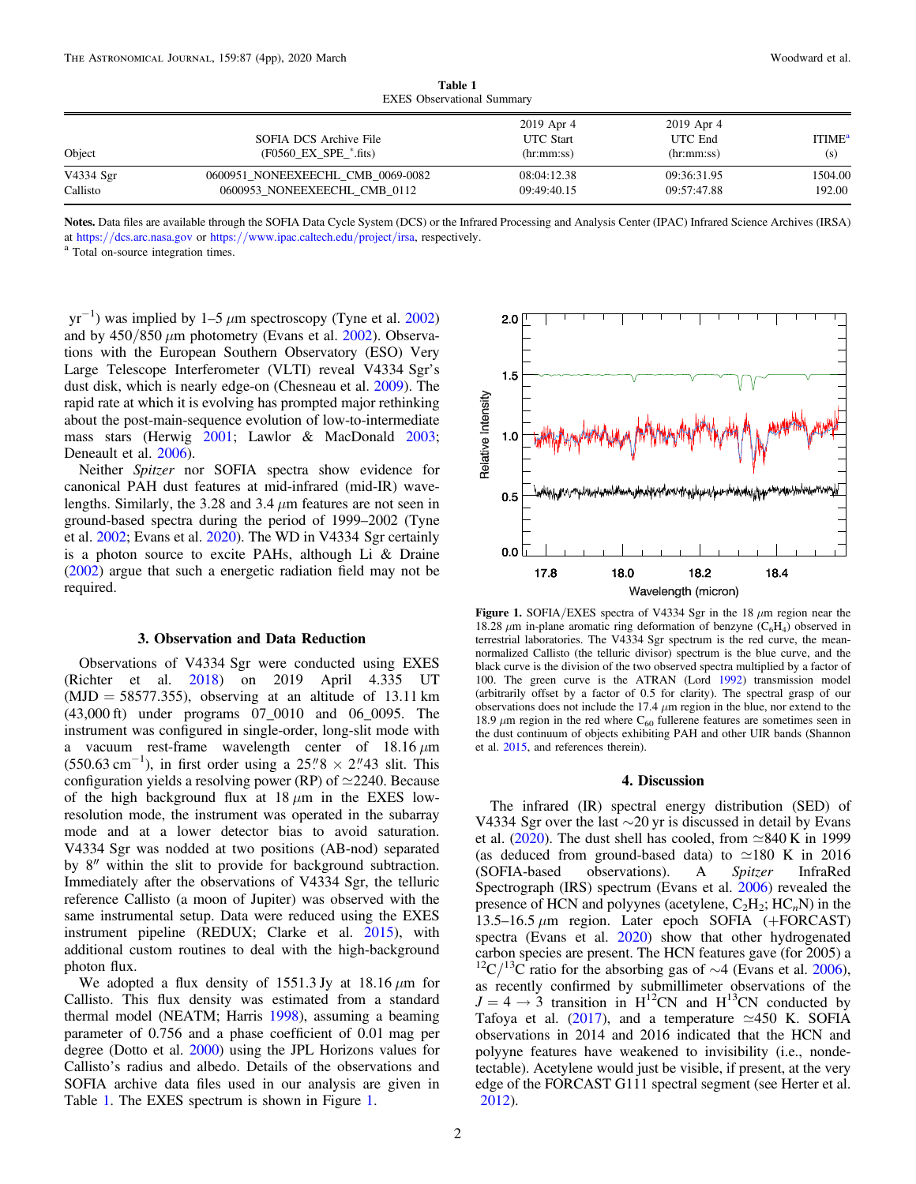**Table 1**
EXES Observational Summary

| Object | SOFIA DCS Archive File (F0560_EX_SPE_*.fits) | 2019 Apr 4 UTC Start (hr:mm:ss) | 2019 Apr 4 UTC End (hr:mm:ss) | ITIME[a] (s) |
|---|---|---|---|---|
| V4334 Sgr | 0600951_NONEEXEECHL_CMB_0069-0082 | 08:04:12.38 | 09:36:31.95 | 1504.00 |
| Callisto | 0600953_NONEEXEECHL_CMB_0112 | 09:49:40.15 | 09:57:47.88 | 192.00 |

**Notes.** Data files are available through the SOFIA Data Cycle System (DCS) or the Infrared Processing and Analysis Center (IPAC) Infrared Science Archives (IRSA) at https://dcs.arc.nasa.gov or https://www.ipac.caltech.edu/project/irsa, respectively.
[a] Total on-source integration times.

$\mathrm{yr}^{-1}$) was implied by 1–5 $\mu$m spectroscopy (Tyne et al. 2002) and by 450/850 $\mu$m photometry (Evans et al. 2002). Observations with the European Southern Observatory (ESO) Very Large Telescope Interferometer (VLTI) reveal V4334 Sgr's dust disk, which is nearly edge-on (Chesneau et al. 2009). The rapid rate at which it is evolving has prompted major rethinking about the post-main-sequence evolution of low-to-intermediate mass stars (Herwig 2001; Lawlor & MacDonald 2003; Deneault et al. 2006).

Neither *Spitzer* nor SOFIA spectra show evidence for canonical PAH dust features at mid-infrared (mid-IR) wavelengths. Similarly, the 3.28 and 3.4 $\mu$m features are not seen in ground-based spectra during the period of 1999–2002 (Tyne et al. 2002; Evans et al. 2020). The WD in V4334 Sgr certainly is a photon source to excite PAHs, although Li & Draine (2002) argue that such a energetic radiation field may not be required.

## 3. Observation and Data Reduction

Observations of V4334 Sgr were conducted using EXES (Richter et al. 2018) on 2019 April 4.335 UT (MJD = 58577.355), observing at an altitude of 13.11 km (43,000 ft) under programs 07_0010 and 06_0095. The instrument was configured in single-order, long-slit mode with a vacuum rest-frame wavelength center of 18.16 $\mu$m (550.63 $\mathrm{cm}^{-1}$), in first order using a $25''.8 \times 2''.43$ slit. This configuration yields a resolving power (RP) of $\simeq$2240. Because of the high background flux at 18 $\mu$m in the EXES low-resolution mode, the instrument was operated in the subarray mode and at a lower detector bias to avoid saturation. V4334 Sgr was nodded at two positions (AB-nod) separated by $8''$ within the slit to provide for background subtraction. Immediately after the observations of V4334 Sgr, the telluric reference Callisto (a moon of Jupiter) was observed with the same instrumental setup. Data were reduced using the EXES instrument pipeline (REDUX; Clarke et al. 2015), with additional custom routines to deal with the high-background photon flux.

We adopted a flux density of 1551.3 Jy at 18.16 $\mu$m for Callisto. This flux density was estimated from a standard thermal model (NEATM; Harris 1998), assuming a beaming parameter of 0.756 and a phase coefficient of 0.01 mag per degree (Dotto et al. 2000) using the JPL Horizons values for Callisto's radius and albedo. Details of the observations and SOFIA archive data files used in our analysis are given in Table 1. The EXES spectrum is shown in Figure 1.

**Figure 1.** SOFIA/EXES spectra of V4334 Sgr in the 18 $\mu$m region near the 18.28 $\mu$m in-plane aromatic ring deformation of benzyne ($C_6H_4$) observed in terrestrial laboratories. The V4334 Sgr spectrum is the red curve, the mean-normalized Callisto (the telluric divisor) spectrum is the blue curve, and the black curve is the division of the two observed spectra multiplied by a factor of 100. The green curve is the ATRAN (Lord 1992) transmission model (arbitrarily offset by a factor of 0.5 for clarity). The spectral grasp of our observations does not include the 17.4 $\mu$m region in the blue, nor extend to the 18.9 $\mu$m region in the red where $C_{60}$ fullerene features are sometimes seen in the dust continuum of objects exhibiting PAH and other UIR bands (Shannon et al. 2015, and references therein).

## 4. Discussion

The infrared (IR) spectral energy distribution (SED) of V4334 Sgr over the last $\sim$20 yr is discussed in detail by Evans et al. (2020). The dust shell has cooled, from $\simeq$840 K in 1999 (as deduced from ground-based data) to $\simeq$180 K in 2016 (SOFIA-based observations). A *Spitzer* InfraRed Spectrograph (IRS) spectrum (Evans et al. 2006) revealed the presence of HCN and polyynes (acetylene, $C_2H_2$; $HC_nN$) in the 13.5–16.5 $\mu$m region. Later epoch SOFIA (+FORCAST) spectra (Evans et al. 2020) show that other hydrogenated carbon species are present. The HCN features gave (for 2005) a $^{12}C/^{13}C$ ratio for the absorbing gas of $\sim$4 (Evans et al. 2006), as recently confirmed by submillimeter observations of the $J = 4 \rightarrow 3$ transition in $H^{12}CN$ and $H^{13}CN$ conducted by Tafoya et al. (2017), and a temperature $\simeq$450 K. SOFIA observations in 2014 and 2016 indicated that the HCN and polyyne features have weakened to invisibility (i.e., nondetectable). Acetylene would just be visible, if present, at the very edge of the FORCAST G111 spectral segment (see Herter et al. 2012).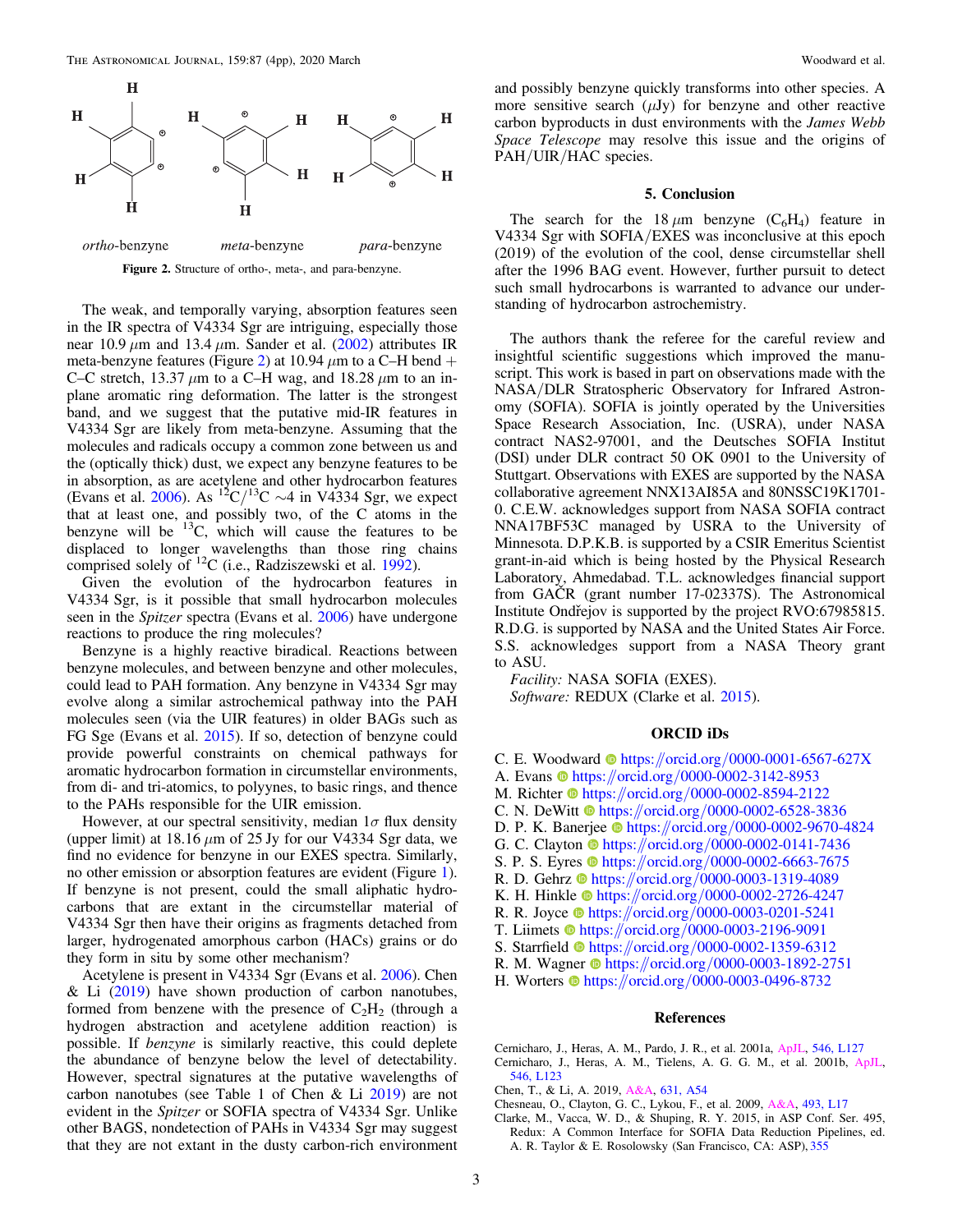ortho-benzyne meta-benzyne para-benzyne

**Figure 2.** Structure of ortho-, meta-, and para-benzyne.

The weak, and temporally varying, absorption features seen in the IR spectra of V4334 Sgr are intriguing, especially those near 10.9 $\mu$m and 13.4 $\mu$m. Sander et al. (2002) attributes IR meta-benzyne features (Figure 2) at 10.94 $\mu$m to a C–H bend + C–C stretch, 13.37 $\mu$m to a C–H wag, and 18.28 $\mu$m to an in-plane aromatic ring deformation. The latter is the strongest band, and we suggest that the putative mid-IR features in V4334 Sgr are likely from meta-benzyne. Assuming that the molecules and radicals occupy a common zone between us and the (optically thick) dust, we expect any benzyne features to be in absorption, as are acetylene and other hydrocarbon features (Evans et al. 2006). As $^{12}C/^{13}C \sim 4$ in V4334 Sgr, we expect that at least one, and possibly two, of the C atoms in the benzyne will be $^{13}C$, which will cause the features to be displaced to longer wavelengths than those ring chains comprised solely of $^{12}C$ (i.e., Radziszewski et al. 1992).

Given the evolution of the hydrocarbon features in V4334 Sgr, is it possible that small hydrocarbon molecules seen in the *Spitzer* spectra (Evans et al. 2006) have undergone reactions to produce the ring molecules?

Benzyne is a highly reactive biradical. Reactions between benzyne molecules, and between benzyne and other molecules, could lead to PAH formation. Any benzyne in V4334 Sgr may evolve along a similar astrochemical pathway into the PAH molecules seen (via the UIR features) in older BAGs such as FG Sge (Evans et al. 2015). If so, detection of benzyne could provide powerful constraints on chemical pathways for aromatic hydrocarbon formation in circumstellar environments, from di- and tri-atomics, to polyynes, to basic rings, and thence to the PAHs responsible for the UIR emission.

However, at our spectral sensitivity, median 1$\sigma$ flux density (upper limit) at 18.16 $\mu$m of 25 Jy for our V4334 Sgr data, we find no evidence for benzyne in our EXES spectra. Similarly, no other emission or absorption features are evident (Figure 1). If benzyne is not present, could the small aliphatic hydrocarbons that are extant in the circumstellar material of V4334 Sgr then have their origins as fragments detached from larger, hydrogenated amorphous carbon (HACs) grains or do they form in situ by some other mechanism?

Acetylene is present in V4334 Sgr (Evans et al. 2006). Chen & Li (2019) have shown production of carbon nanotubes, formed from benzene with the presence of $C_2H_2$ (through a hydrogen abstraction and acetylene addition reaction) is possible. If *benzyne* is similarly reactive, this could deplete the abundance of benzyne below the level of detectability. However, spectral signatures at the putative wavelengths of carbon nanotubes (see Table 1 of Chen & Li 2019) are not evident in the *Spitzer* or SOFIA spectra of V4334 Sgr. Unlike other BAGS, nondetection of PAHs in V4334 Sgr may suggest that they are not extant in the dusty carbon-rich environment and possibly benzyne quickly transforms into other species. A more sensitive search ($\mu$Jy) for benzyne and other reactive carbon byproducts in dust environments with the *James Webb Space Telescope* may resolve this issue and the origins of PAH/UIR/HAC species.

## 5. Conclusion

The search for the 18 $\mu$m benzyne ($C_6H_4$) feature in V4334 Sgr with SOFIA/EXES was inconclusive at this epoch (2019) of the evolution of the cool, dense circumstellar shell after the 1996 BAG event. However, further pursuit to detect such small hydrocarbons is warranted to advance our understanding of hydrocarbon astrochemistry.

The authors thank the referee for the careful review and insightful scientific suggestions which improved the manuscript. This work is based in part on observations made with the NASA/DLR Stratospheric Observatory for Infrared Astronomy (SOFIA). SOFIA is jointly operated by the Universities Space Research Association, Inc. (USRA), under NASA contract NAS2-97001, and the Deutsches SOFIA Institut (DSI) under DLR contract 50 OK 0901 to the University of Stuttgart. Observations with EXES are supported by the NASA collaborative agreement NNX13AI85A and 80NSSC19K1701-0. C.E.W. acknowledges support from NASA SOFIA contract NNA17BF53C managed by USRA to the University of Minnesota. D.P.K.B. is supported by a CSIR Emeritus Scientist grant-in-aid which is being hosted by the Physical Research Laboratory, Ahmedabad. T.L. acknowledges financial support from GAČR (grant number 17-02337S). The Astronomical Institute Ondřejov is supported by the project RVO:67985815. R.D.G. is supported by NASA and the United States Air Force. S.S. acknowledges support from a NASA Theory grant to ASU.

*Facility:* NASA SOFIA (EXES).

*Software:* REDUX (Clarke et al. 2015).

## ORCID iDs

C. E. Woodward https://orcid.org/0000-0001-6567-627X
A. Evans https://orcid.org/0000-0002-3142-8953
M. Richter https://orcid.org/0000-0002-8594-2122
C. N. DeWitt https://orcid.org/0000-0002-6528-3836
D. P. K. Banerjee https://orcid.org/0000-0002-9670-4824
G. C. Clayton https://orcid.org/0000-0002-0141-7436
S. P. S. Eyres https://orcid.org/0000-0002-6663-7675
R. D. Gehrz https://orcid.org/0000-0003-1319-4089
K. H. Hinkle https://orcid.org/0000-0002-2726-4247
R. R. Joyce https://orcid.org/0000-0003-0201-5241
T. Liimets https://orcid.org/0000-0003-2196-9091
S. Starrfield https://orcid.org/0000-0002-1359-6312
R. M. Wagner https://orcid.org/0000-0003-1892-2751
H. Worters https://orcid.org/0000-0003-0496-8732

## References

Cernicharo, J., Heras, A. M., Pardo, J. R., et al. 2001a, ApJL, 546, L127
Cernicharo, J., Heras, A. M., Tielens, A. G. G. M., et al. 2001b, ApJL, 546, L123
Chen, T., & Li, A. 2019, A&A, 631, A54
Chesneau, O., Clayton, G. C., Lykou, F., et al. 2009, A&A, 493, L17
Clarke, M., Vacca, W. D., & Shuping, R. Y. 2015, in ASP Conf. Ser. 495, Redux: A Common Interface for SOFIA Data Reduction Pipelines, ed. A. R. Taylor & E. Rosolowsky (San Francisco, CA: ASP), 355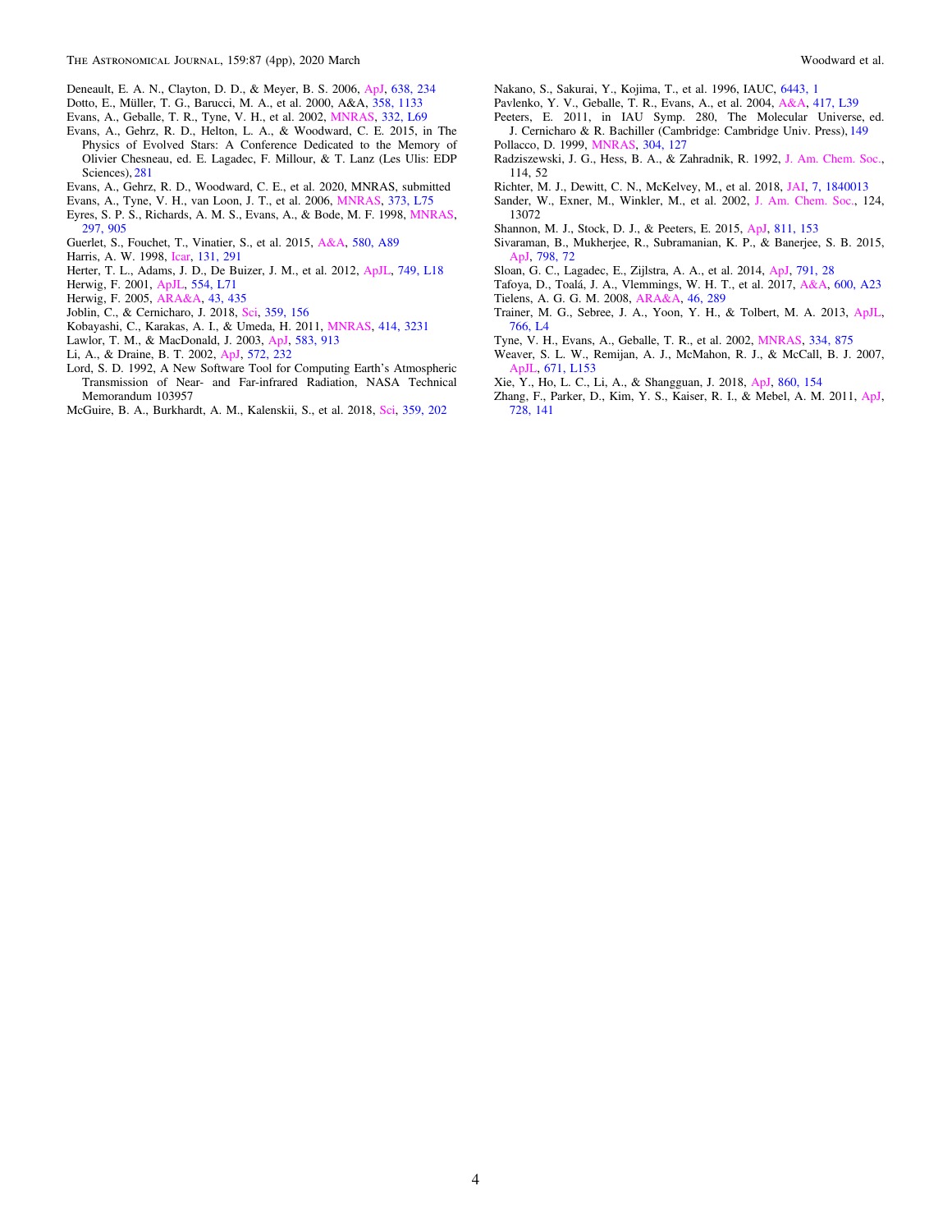Deneault, E. A. N., Clayton, D. D., & Meyer, B. S. 2006, ApJ, 638, 234

Dotto, E., Müller, T. G., Barucci, M. A., et al. 2000, A&A, 358, 1133

Evans, A., Geballe, T. R., Tyne, V. H., et al. 2002, MNRAS, 332, L69

Evans, A., Gehrz, R. D., Helton, L. A., & Woodward, C. E. 2015, in The Physics of Evolved Stars: A Conference Dedicated to the Memory of Olivier Chesneau, ed. E. Lagadec, F. Millour, & T. Lanz (Les Ulis: EDP Sciences), 281

Evans, A., Gehrz, R. D., Woodward, C. E., et al. 2020, MNRAS, submitted

Evans, A., Tyne, V. H., van Loon, J. T., et al. 2006, MNRAS, 373, L75

Eyres, S. P. S., Richards, A. M. S., Evans, A., & Bode, M. F. 1998, MNRAS, 297, 905

Guerlet, S., Fouchet, T., Vinatier, S., et al. 2015, A&A, 580, A89

Harris, A. W. 1998, Icar, 131, 291

Herter, T. L., Adams, J. D., De Buizer, J. M., et al. 2012, ApJL, 749, L18

Herwig, F. 2001, ApJL, 554, L71

Herwig, F. 2005, ARA&A, 43, 435

Joblin, C., & Cernicharo, J. 2018, Sci, 359, 156

Kobayashi, C., Karakas, A. I., & Umeda, H. 2011, MNRAS, 414, 3231

Lawlor, T. M., & MacDonald, J. 2003, ApJ, 583, 913

Li, A., & Draine, B. T. 2002, ApJ, 572, 232

Lord, S. D. 1992, A New Software Tool for Computing Earth's Atmospheric Transmission of Near- and Far-infrared Radiation, NASA Technical Memorandum 103957

McGuire, B. A., Burkhardt, A. M., Kalenskii, S., et al. 2018, Sci, 359, 202

Nakano, S., Sakurai, Y., Kojima, T., et al. 1996, IAUC, 6443, 1

Pavlenko, Y. V., Geballe, T. R., Evans, A., et al. 2004, A&A, 417, L39

Peeters, E. 2011, in IAU Symp. 280, The Molecular Universe, ed. J. Cernicharo & R. Bachiller (Cambridge: Cambridge Univ. Press), 149

Pollacco, D. 1999, MNRAS, 304, 127

Radziszewski, J. G., Hess, B. A., & Zahradnik, R. 1992, J. Am. Chem. Soc., 114, 52

Richter, M. J., Dewitt, C. N., McKelvey, M., et al. 2018, JAI, 7, 1840013

Sander, W., Exner, M., Winkler, M., et al. 2002, J. Am. Chem. Soc., 124, 13072

Shannon, M. J., Stock, D. J., & Peeters, E. 2015, ApJ, 811, 153

Sivaraman, B., Mukherjee, R., Subramanian, K. P., & Banerjee, S. B. 2015, ApJ, 798, 72

Sloan, G. C., Lagadec, E., Zijlstra, A. A., et al. 2014, ApJ, 791, 28

Tafoya, D., Toalá, J. A., Vlemmings, W. H. T., et al. 2017, A&A, 600, A23

Tielens, A. G. G. M. 2008, ARA&A, 46, 289

Trainer, M. G., Sebree, J. A., Yoon, Y. H., & Tolbert, M. A. 2013, ApJL, 766, L4

Tyne, V. H., Evans, A., Geballe, T. R., et al. 2002, MNRAS, 334, 875

Weaver, S. L. W., Remijan, A. J., McMahon, R. J., & McCall, B. J. 2007, ApJL, 671, L153

Xie, Y., Ho, L. C., Li, A., & Shangguan, J. 2018, ApJ, 860, 154

Zhang, F., Parker, D., Kim, Y. S., Kaiser, R. I., & Mebel, A. M. 2011, ApJ, 728, 141